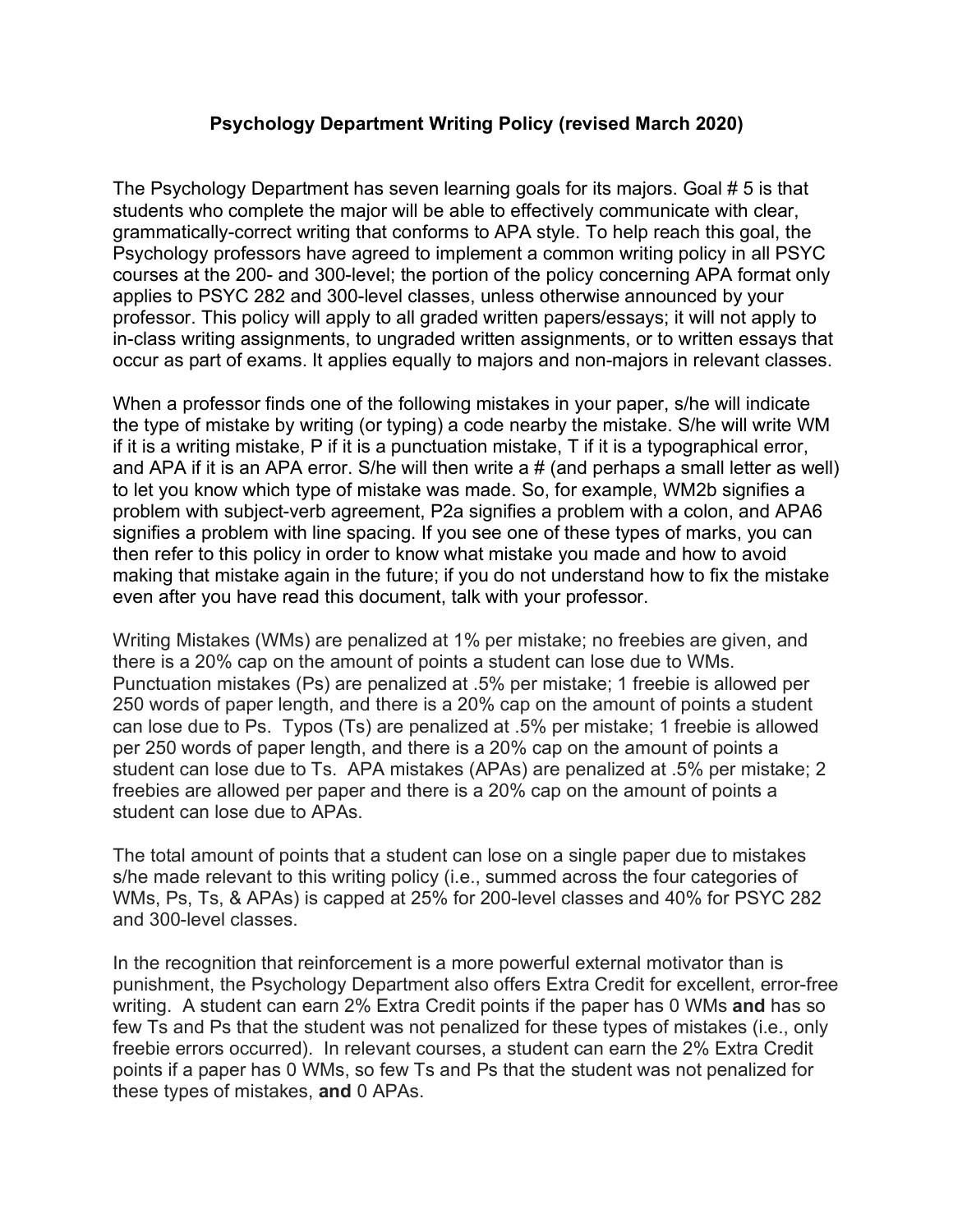# Psychology Department Writing Policy (revised March 2020)

The Psychology Department has seven learning goals for its majors. Goal # 5 is that students who complete the major will be able to effectively communicate with clear, grammatically-correct writing that conforms to APA style. To help reach this goal, the Psychology professors have agreed to implement a common writing policy in all PSYC courses at the 200- and 300-level; the portion of the policy concerning APA format only applies to PSYC 282 and 300-level classes, unless otherwise announced by your professor. This policy will apply to all graded written papers/essays; it will not apply to in-class writing assignments, to ungraded written assignments, or to written essays that occur as part of exams. It applies equally to majors and non-majors in relevant classes.

When a professor finds one of the following mistakes in your paper, s/he will indicate the type of mistake by writing (or typing) a code nearby the mistake. S/he will write WM if it is a writing mistake, P if it is a punctuation mistake, T if it is a typographical error, and APA if it is an APA error. S/he will then write a # (and perhaps a small letter as well) to let you know which type of mistake was made. So, for example, WM2b signifies a problem with subject-verb agreement, P2a signifies a problem with a colon, and APA6 signifies a problem with line spacing. If you see one of these types of marks, you can then refer to this policy in order to know what mistake you made and how to avoid making that mistake again in the future; if you do not understand how to fix the mistake even after you have read this document, talk with your professor.

Writing Mistakes (WMs) are penalized at 1% per mistake; no freebies are given, and there is a 20% cap on the amount of points a student can lose due to WMs. Punctuation mistakes (Ps) are penalized at .5% per mistake; 1 freebie is allowed per 250 words of paper length, and there is a 20% cap on the amount of points a student can lose due to Ps. Typos (Ts) are penalized at .5% per mistake; 1 freebie is allowed per 250 words of paper length, and there is a 20% cap on the amount of points a student can lose due to Ts. APA mistakes (APAs) are penalized at .5% per mistake; 2 freebies are allowed per paper and there is a 20% cap on the amount of points a student can lose due to APAs.

The total amount of points that a student can lose on a single paper due to mistakes s/he made relevant to this writing policy (i.e., summed across the four categories of WMs, Ps, Ts, & APAs) is capped at 25% for 200-level classes and 40% for PSYC 282 and 300-level classes.

In the recognition that reinforcement is a more powerful external motivator than is punishment, the Psychology Department also offers Extra Credit for excellent, error-free writing. A student can earn 2% Extra Credit points if the paper has 0 WMs **and** has so few Ts and Ps that the student was not penalized for these types of mistakes (i.e., only freebie errors occurred). In relevant courses, a student can earn the 2% Extra Credit points if a paper has 0 WMs, so few Ts and Ps that the student was not penalized for these types of mistakes, **and** 0 APAs.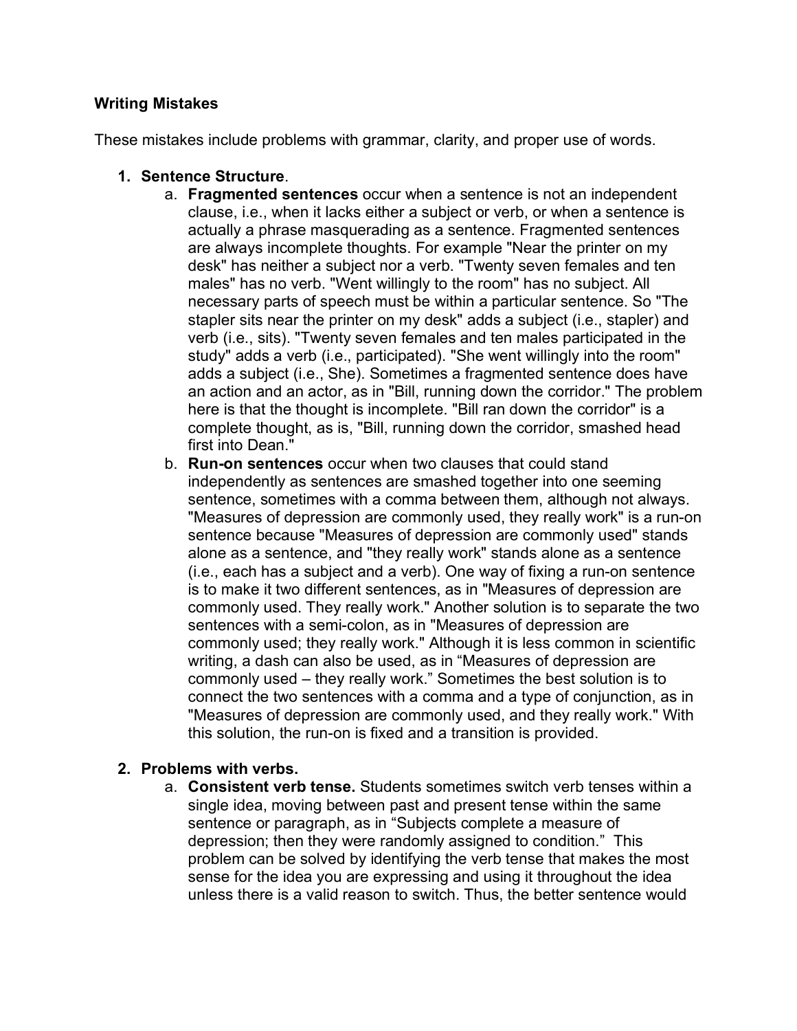**Writing Mistakes**

These mistakes include problems with grammar, clarity, and proper use of words.

1. **Sentence Structure**.
   a. **Fragmented sentences** occur when a sentence is not an independent clause, i.e., when it lacks either a subject or verb, or when a sentence is actually a phrase masquerading as a sentence. Fragmented sentences are always incomplete thoughts. For example "Near the printer on my desk" has neither a subject nor a verb. "Twenty seven females and ten males" has no verb. "Went willingly to the room" has no subject. All necessary parts of speech must be within a particular sentence. So "The stapler sits near the printer on my desk" adds a subject (i.e., stapler) and verb (i.e., sits). "Twenty seven females and ten males participated in the study" adds a verb (i.e., participated). "She went willingly into the room" adds a subject (i.e., She). Sometimes a fragmented sentence does have an action and an actor, as in "Bill, running down the corridor." The problem here is that the thought is incomplete. "Bill ran down the corridor" is a complete thought, as is, "Bill, running down the corridor, smashed head first into Dean."
   b. **Run-on sentences** occur when two clauses that could stand independently as sentences are smashed together into one seeming sentence, sometimes with a comma between them, although not always. "Measures of depression are commonly used, they really work" is a run-on sentence because "Measures of depression are commonly used" stands alone as a sentence, and "they really work" stands alone as a sentence (i.e., each has a subject and a verb). One way of fixing a run-on sentence is to make it two different sentences, as in "Measures of depression are commonly used. They really work." Another solution is to separate the two sentences with a semi-colon, as in "Measures of depression are commonly used; they really work." Although it is less common in scientific writing, a dash can also be used, as in "Measures of depression are commonly used – they really work." Sometimes the best solution is to connect the two sentences with a comma and a type of conjunction, as in "Measures of depression are commonly used, and they really work." With this solution, the run-on is fixed and a transition is provided.

2. **Problems with verbs.**
   a. **Consistent verb tense.** Students sometimes switch verb tenses within a single idea, moving between past and present tense within the same sentence or paragraph, as in "Subjects complete a measure of depression; then they were randomly assigned to condition." This problem can be solved by identifying the verb tense that makes the most sense for the idea you are expressing and using it throughout the idea unless there is a valid reason to switch. Thus, the better sentence would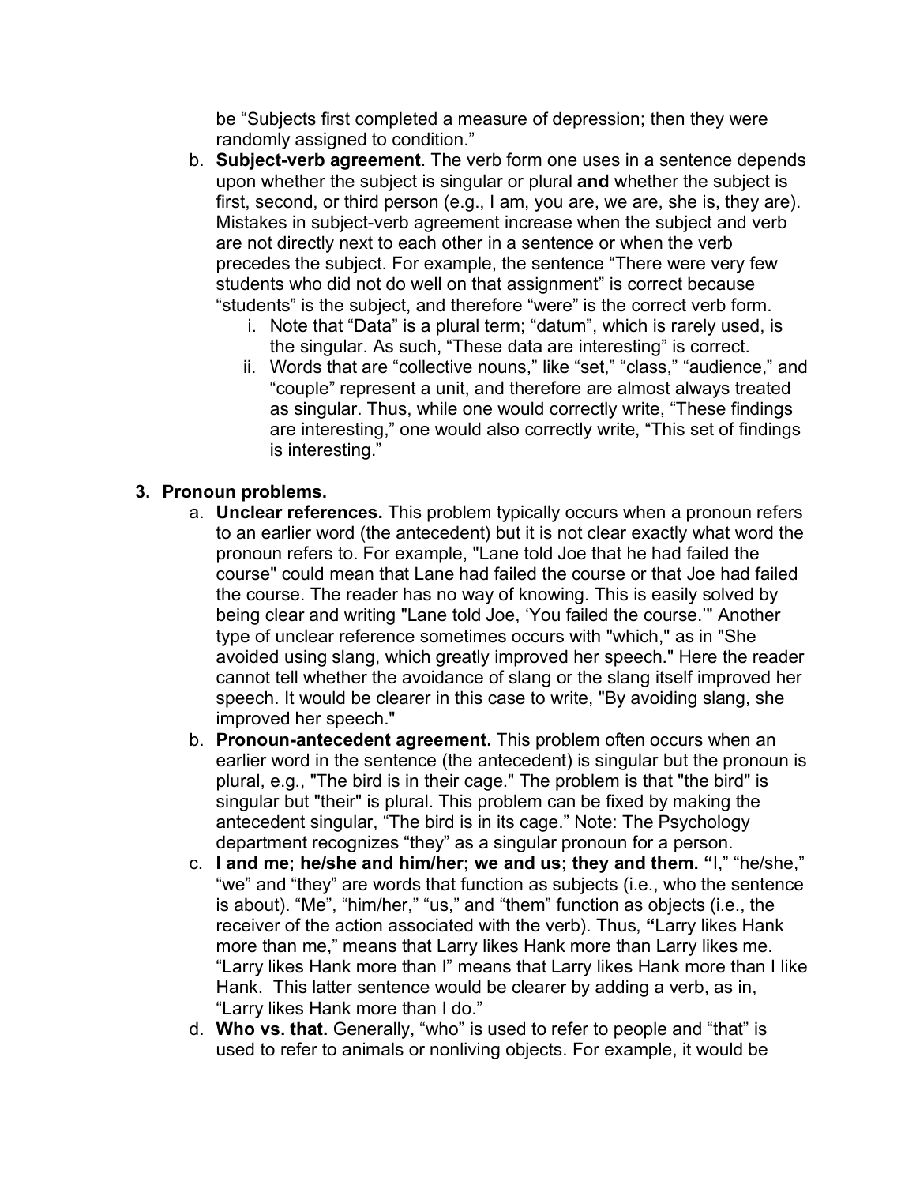be "Subjects first completed a measure of depression; then they were randomly assigned to condition."

b. **Subject-verb agreement**. The verb form one uses in a sentence depends upon whether the subject is singular or plural **and** whether the subject is first, second, or third person (e.g., I am, you are, we are, she is, they are). Mistakes in subject-verb agreement increase when the subject and verb are not directly next to each other in a sentence or when the verb precedes the subject. For example, the sentence "There were very few students who did not do well on that assignment" is correct because "students" is the subject, and therefore "were" is the correct verb form.
   i. Note that "Data" is a plural term; "datum", which is rarely used, is the singular. As such, "These data are interesting" is correct.
   ii. Words that are "collective nouns," like "set," "class," "audience," and "couple" represent a unit, and therefore are almost always treated as singular. Thus, while one would correctly write, "These findings are interesting," one would also correctly write, "This set of findings is interesting."

3. **Pronoun problems.**
   a. **Unclear references.** This problem typically occurs when a pronoun refers to an earlier word (the antecedent) but it is not clear exactly what word the pronoun refers to. For example, "Lane told Joe that he had failed the course" could mean that Lane had failed the course or that Joe had failed the course. The reader has no way of knowing. This is easily solved by being clear and writing "Lane told Joe, 'You failed the course.'" Another type of unclear reference sometimes occurs with "which," as in "She avoided using slang, which greatly improved her speech." Here the reader cannot tell whether the avoidance of slang or the slang itself improved her speech. It would be clearer in this case to write, "By avoiding slang, she improved her speech."
   b. **Pronoun-antecedent agreement.** This problem often occurs when an earlier word in the sentence (the antecedent) is singular but the pronoun is plural, e.g., "The bird is in their cage." The problem is that "the bird" is singular but "their" is plural. This problem can be fixed by making the antecedent singular, "The bird is in its cage." Note: The Psychology department recognizes "they" as a singular pronoun for a person.
   c. **I and me; he/she and him/her; we and us; they and them. "**I," "he/she," "we" and "they" are words that function as subjects (i.e., who the sentence is about). "Me", "him/her," "us," and "them" function as objects (i.e., the receiver of the action associated with the verb). Thus, **"**Larry likes Hank more than me," means that Larry likes Hank more than Larry likes me. "Larry likes Hank more than I" means that Larry likes Hank more than I like Hank. This latter sentence would be clearer by adding a verb, as in, "Larry likes Hank more than I do."
   d. **Who vs. that.** Generally, "who" is used to refer to people and "that" is used to refer to animals or nonliving objects. For example, it would be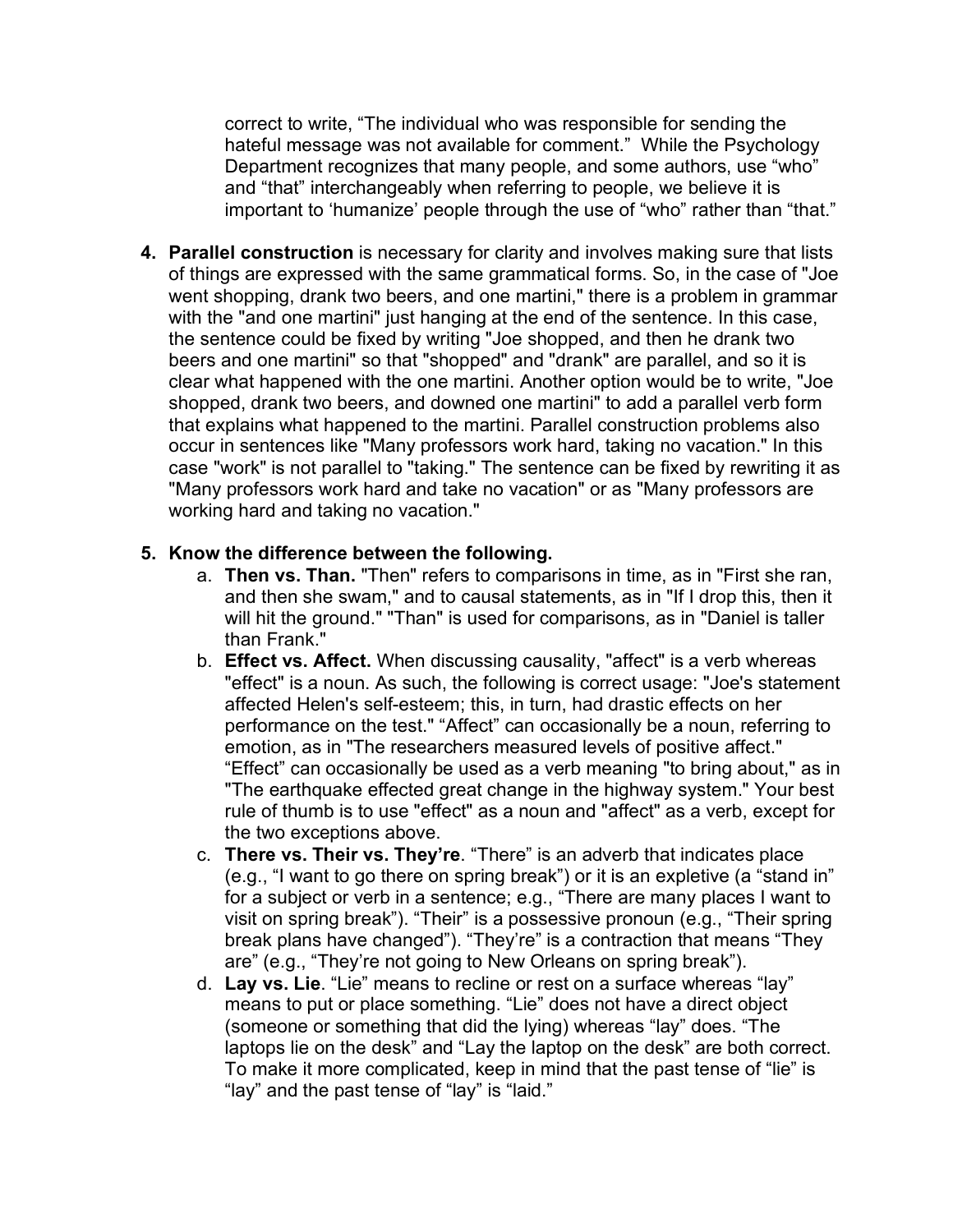correct to write, "The individual who was responsible for sending the hateful message was not available for comment." While the Psychology Department recognizes that many people, and some authors, use "who" and "that" interchangeably when referring to people, we believe it is important to 'humanize' people through the use of "who" rather than "that."

4. **Parallel construction** is necessary for clarity and involves making sure that lists of things are expressed with the same grammatical forms. So, in the case of "Joe went shopping, drank two beers, and one martini," there is a problem in grammar with the "and one martini" just hanging at the end of the sentence. In this case, the sentence could be fixed by writing "Joe shopped, and then he drank two beers and one martini" so that "shopped" and "drank" are parallel, and so it is clear what happened with the one martini. Another option would be to write, "Joe shopped, drank two beers, and downed one martini" to add a parallel verb form that explains what happened to the martini. Parallel construction problems also occur in sentences like "Many professors work hard, taking no vacation." In this case "work" is not parallel to "taking." The sentence can be fixed by rewriting it as "Many professors work hard and take no vacation" or as "Many professors are working hard and taking no vacation."

5. **Know the difference between the following.**
   a. **Then vs. Than.** "Then" refers to comparisons in time, as in "First she ran, and then she swam," and to causal statements, as in "If I drop this, then it will hit the ground." "Than" is used for comparisons, as in "Daniel is taller than Frank."
   b. **Effect vs. Affect.** When discussing causality, "affect" is a verb whereas "effect" is a noun. As such, the following is correct usage: "Joe's statement affected Helen's self-esteem; this, in turn, had drastic effects on her performance on the test." "Affect" can occasionally be a noun, referring to emotion, as in "The researchers measured levels of positive affect." "Effect" can occasionally be used as a verb meaning "to bring about," as in "The earthquake effected great change in the highway system." Your best rule of thumb is to use "effect" as a noun and "affect" as a verb, except for the two exceptions above.
   c. **There vs. Their vs. They're**. "There" is an adverb that indicates place (e.g., "I want to go there on spring break") or it is an expletive (a "stand in" for a subject or verb in a sentence; e.g., "There are many places I want to visit on spring break"). "Their" is a possessive pronoun (e.g., "Their spring break plans have changed"). "They're" is a contraction that means "They are" (e.g., "They're not going to New Orleans on spring break").
   d. **Lay vs. Lie**. "Lie" means to recline or rest on a surface whereas "lay" means to put or place something. "Lie" does not have a direct object (someone or something that did the lying) whereas "lay" does. "The laptops lie on the desk" and "Lay the laptop on the desk" are both correct. To make it more complicated, keep in mind that the past tense of "lie" is "lay" and the past tense of "lay" is "laid."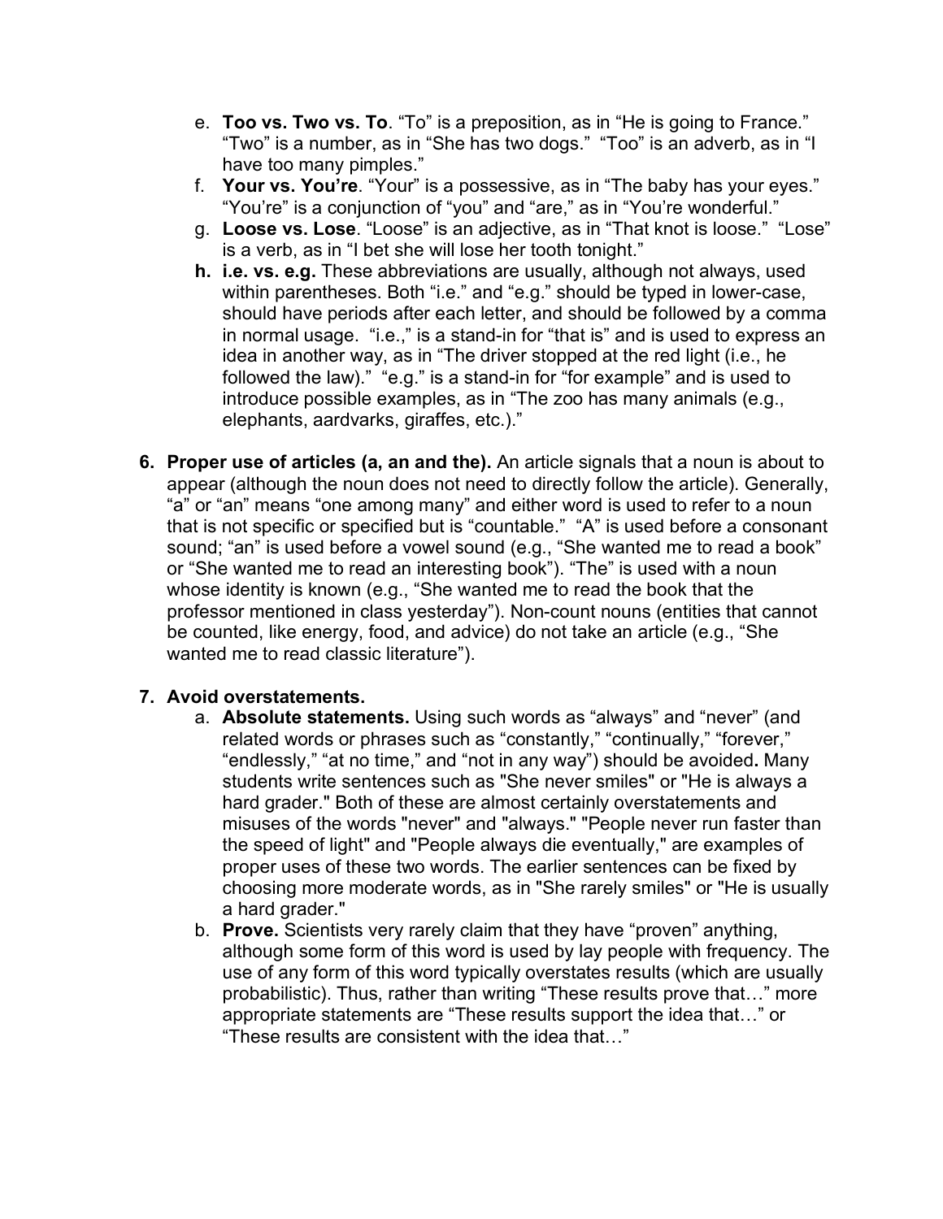e. **Too vs. Two vs. To**. "To" is a preposition, as in "He is going to France." "Two" is a number, as in "She has two dogs." "Too" is an adverb, as in "I have too many pimples."
f. **Your vs. You're**. "Your" is a possessive, as in "The baby has your eyes." "You're" is a conjunction of "you" and "are," as in "You're wonderful."
g. **Loose vs. Lose**. "Loose" is an adjective, as in "That knot is loose." "Lose" is a verb, as in "I bet she will lose her tooth tonight."
h. **i.e. vs. e.g.** These abbreviations are usually, although not always, used within parentheses. Both "i.e." and "e.g." should be typed in lower-case, should have periods after each letter, and should be followed by a comma in normal usage. "i.e.," is a stand-in for "that is" and is used to express an idea in another way, as in "The driver stopped at the red light (i.e., he followed the law)." "e.g." is a stand-in for "for example" and is used to introduce possible examples, as in "The zoo has many animals (e.g., elephants, aardvarks, giraffes, etc.)."

6. **Proper use of articles (a, an and the).** An article signals that a noun is about to appear (although the noun does not need to directly follow the article). Generally, "a" or "an" means "one among many" and either word is used to refer to a noun that is not specific or specified but is "countable." "A" is used before a consonant sound; "an" is used before a vowel sound (e.g., "She wanted me to read a book" or "She wanted me to read an interesting book"). "The" is used with a noun whose identity is known (e.g., "She wanted me to read the book that the professor mentioned in class yesterday"). Non-count nouns (entities that cannot be counted, like energy, food, and advice) do not take an article (e.g., "She wanted me to read classic literature").

7. **Avoid overstatements.**
    a. **Absolute statements.** Using such words as "always" and "never" (and related words or phrases such as "constantly," "continually," "forever," "endlessly," "at no time," and "not in any way") should be avoided**.** Many students write sentences such as "She never smiles" or "He is always a hard grader." Both of these are almost certainly overstatements and misuses of the words "never" and "always." "People never run faster than the speed of light" and "People always die eventually," are examples of proper uses of these two words. The earlier sentences can be fixed by choosing more moderate words, as in "She rarely smiles" or "He is usually a hard grader."
    b. **Prove.** Scientists very rarely claim that they have "proven" anything, although some form of this word is used by lay people with frequency. The use of any form of this word typically overstates results (which are usually probabilistic). Thus, rather than writing "These results prove that…" more appropriate statements are "These results support the idea that…" or "These results are consistent with the idea that…"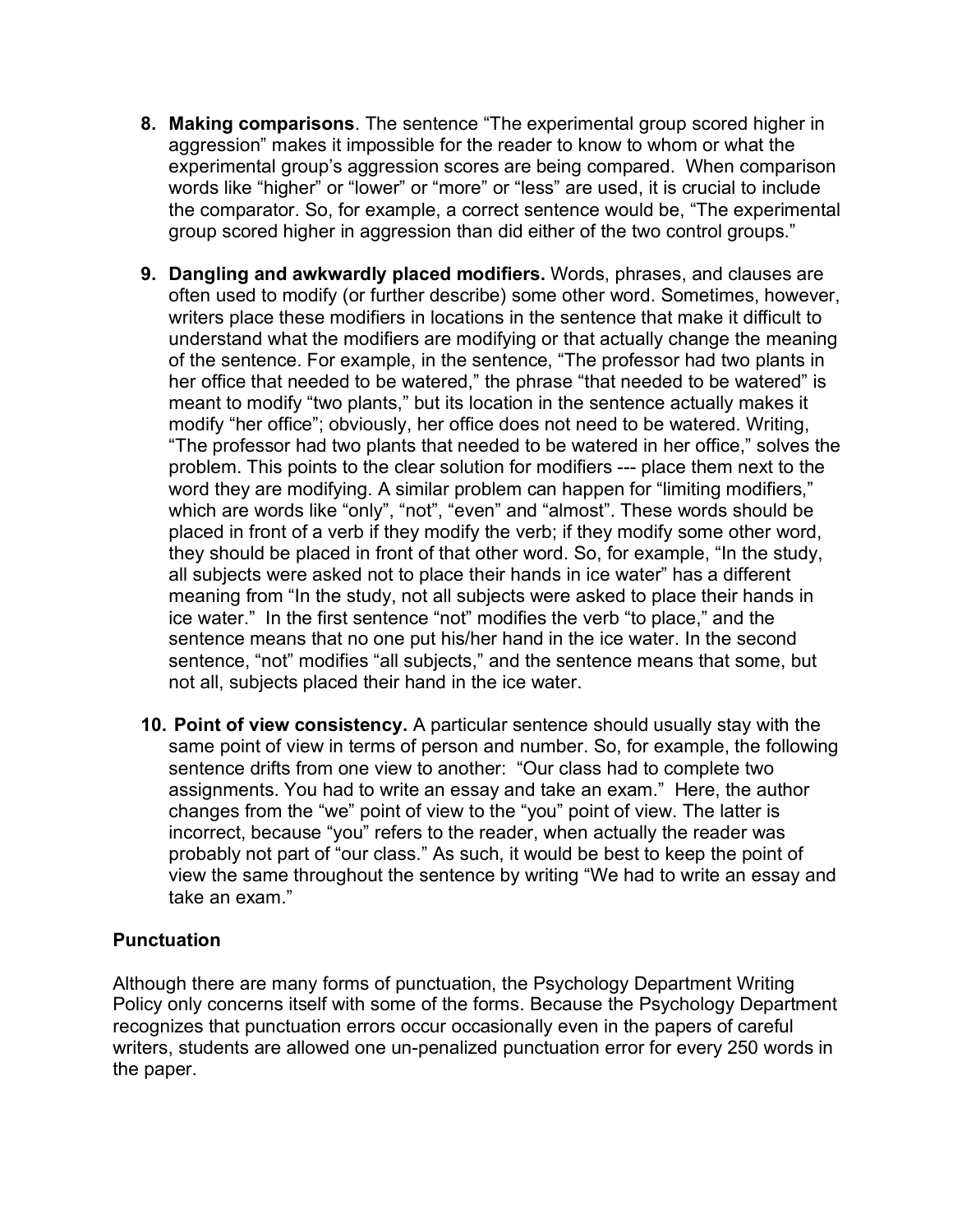8. **Making comparisons**. The sentence "The experimental group scored higher in aggression" makes it impossible for the reader to know to whom or what the experimental group's aggression scores are being compared. When comparison words like "higher" or "lower" or "more" or "less" are used, it is crucial to include the comparator. So, for example, a correct sentence would be, "The experimental group scored higher in aggression than did either of the two control groups."

9. **Dangling and awkwardly placed modifiers.** Words, phrases, and clauses are often used to modify (or further describe) some other word. Sometimes, however, writers place these modifiers in locations in the sentence that make it difficult to understand what the modifiers are modifying or that actually change the meaning of the sentence. For example, in the sentence, "The professor had two plants in her office that needed to be watered," the phrase "that needed to be watered" is meant to modify "two plants," but its location in the sentence actually makes it modify "her office"; obviously, her office does not need to be watered. Writing, "The professor had two plants that needed to be watered in her office," solves the problem. This points to the clear solution for modifiers --- place them next to the word they are modifying. A similar problem can happen for "limiting modifiers," which are words like "only", "not", "even" and "almost". These words should be placed in front of a verb if they modify the verb; if they modify some other word, they should be placed in front of that other word. So, for example, "In the study, all subjects were asked not to place their hands in ice water" has a different meaning from "In the study, not all subjects were asked to place their hands in ice water." In the first sentence "not" modifies the verb "to place," and the sentence means that no one put his/her hand in the ice water. In the second sentence, "not" modifies "all subjects," and the sentence means that some, but not all, subjects placed their hand in the ice water.

10. **Point of view consistency.** A particular sentence should usually stay with the same point of view in terms of person and number. So, for example, the following sentence drifts from one view to another: "Our class had to complete two assignments. You had to write an essay and take an exam." Here, the author changes from the "we" point of view to the "you" point of view. The latter is incorrect, because "you" refers to the reader, when actually the reader was probably not part of "our class." As such, it would be best to keep the point of view the same throughout the sentence by writing "We had to write an essay and take an exam."

**Punctuation**

Although there are many forms of punctuation, the Psychology Department Writing Policy only concerns itself with some of the forms. Because the Psychology Department recognizes that punctuation errors occur occasionally even in the papers of careful writers, students are allowed one un-penalized punctuation error for every 250 words in the paper.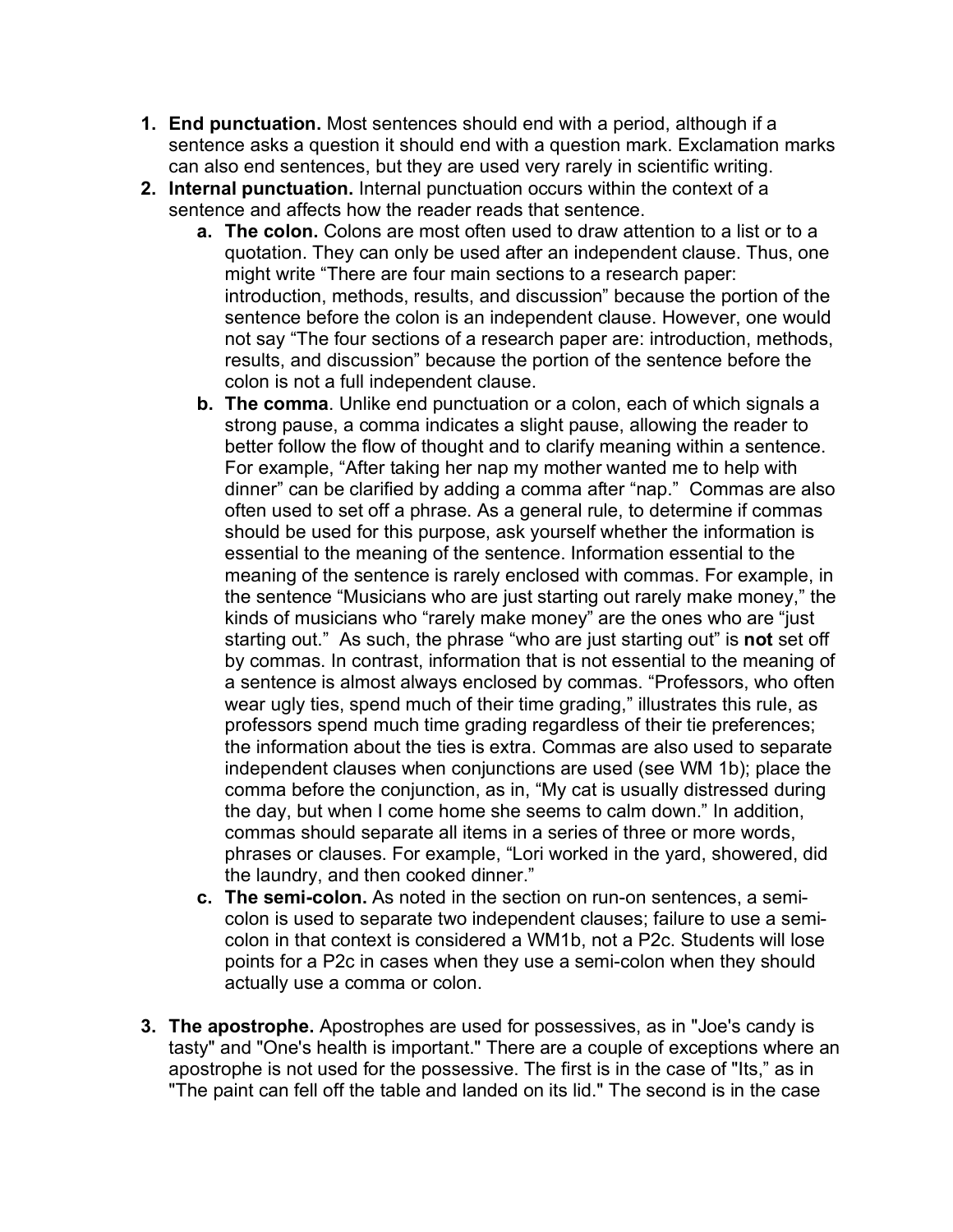1. **End punctuation.** Most sentences should end with a period, although if a sentence asks a question it should end with a question mark. Exclamation marks can also end sentences, but they are used very rarely in scientific writing.
2. **Internal punctuation.** Internal punctuation occurs within the context of a sentence and affects how the reader reads that sentence.
   a. **The colon.** Colons are most often used to draw attention to a list or to a quotation. They can only be used after an independent clause. Thus, one might write "There are four main sections to a research paper: introduction, methods, results, and discussion" because the portion of the sentence before the colon is an independent clause. However, one would not say "The four sections of a research paper are: introduction, methods, results, and discussion" because the portion of the sentence before the colon is not a full independent clause.
   b. **The comma**. Unlike end punctuation or a colon, each of which signals a strong pause, a comma indicates a slight pause, allowing the reader to better follow the flow of thought and to clarify meaning within a sentence. For example, "After taking her nap my mother wanted me to help with dinner" can be clarified by adding a comma after "nap." Commas are also often used to set off a phrase. As a general rule, to determine if commas should be used for this purpose, ask yourself whether the information is essential to the meaning of the sentence. Information essential to the meaning of the sentence is rarely enclosed with commas. For example, in the sentence "Musicians who are just starting out rarely make money," the kinds of musicians who "rarely make money" are the ones who are "just starting out." As such, the phrase "who are just starting out" is **not** set off by commas. In contrast, information that is not essential to the meaning of a sentence is almost always enclosed by commas. "Professors, who often wear ugly ties, spend much of their time grading," illustrates this rule, as professors spend much time grading regardless of their tie preferences; the information about the ties is extra. Commas are also used to separate independent clauses when conjunctions are used (see WM 1b); place the comma before the conjunction, as in, "My cat is usually distressed during the day, but when I come home she seems to calm down." In addition, commas should separate all items in a series of three or more words, phrases or clauses. For example, "Lori worked in the yard, showered, did the laundry, and then cooked dinner."
   c. **The semi-colon.** As noted in the section on run-on sentences, a semi-colon is used to separate two independent clauses; failure to use a semi-colon in that context is considered a WM1b, not a P2c. Students will lose points for a P2c in cases when they use a semi-colon when they should actually use a comma or colon.

3. **The apostrophe.** Apostrophes are used for possessives, as in "Joe's candy is tasty" and "One's health is important." There are a couple of exceptions where an apostrophe is not used for the possessive. The first is in the case of "Its," as in "The paint can fell off the table and landed on its lid." The second is in the case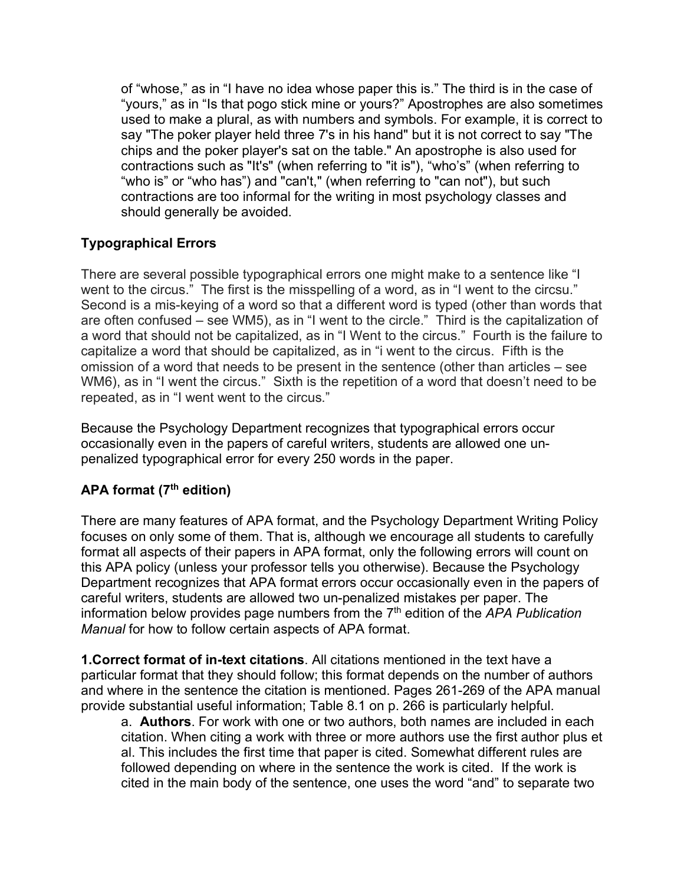of "whose," as in "I have no idea whose paper this is." The third is in the case of "yours," as in "Is that pogo stick mine or yours?" Apostrophes are also sometimes used to make a plural, as with numbers and symbols. For example, it is correct to say "The poker player held three 7's in his hand" but it is not correct to say "The chips and the poker player's sat on the table." An apostrophe is also used for contractions such as "It's" (when referring to "it is"), "who's" (when referring to "who is" or "who has") and "can't," (when referring to "can not"), but such contractions are too informal for the writing in most psychology classes and should generally be avoided.

### Typographical Errors

There are several possible typographical errors one might make to a sentence like "I went to the circus." The first is the misspelling of a word, as in "I went to the circsu." Second is a mis-keying of a word so that a different word is typed (other than words that are often confused – see WM5), as in "I went to the circle." Third is the capitalization of a word that should not be capitalized, as in "I Went to the circus." Fourth is the failure to capitalize a word that should be capitalized, as in "i went to the circus. Fifth is the omission of a word that needs to be present in the sentence (other than articles – see WM6), as in "I went the circus." Sixth is the repetition of a word that doesn't need to be repeated, as in "I went went to the circus."

Because the Psychology Department recognizes that typographical errors occur occasionally even in the papers of careful writers, students are allowed one un-penalized typographical error for every 250 words in the paper.

### APA format (7th edition)

There are many features of APA format, and the Psychology Department Writing Policy focuses on only some of them. That is, although we encourage all students to carefully format all aspects of their papers in APA format, only the following errors will count on this APA policy (unless your professor tells you otherwise). Because the Psychology Department recognizes that APA format errors occur occasionally even in the papers of careful writers, students are allowed two un-penalized mistakes per paper. The information below provides page numbers from the 7th edition of the *APA Publication Manual* for how to follow certain aspects of APA format.

**1.Correct format of in-text citations**. All citations mentioned in the text have a particular format that they should follow; this format depends on the number of authors and where in the sentence the citation is mentioned. Pages 261-269 of the APA manual provide substantial useful information; Table 8.1 on p. 266 is particularly helpful.

a. **Authors**. For work with one or two authors, both names are included in each citation. When citing a work with three or more authors use the first author plus et al. This includes the first time that paper is cited. Somewhat different rules are followed depending on where in the sentence the work is cited. If the work is cited in the main body of the sentence, one uses the word "and" to separate two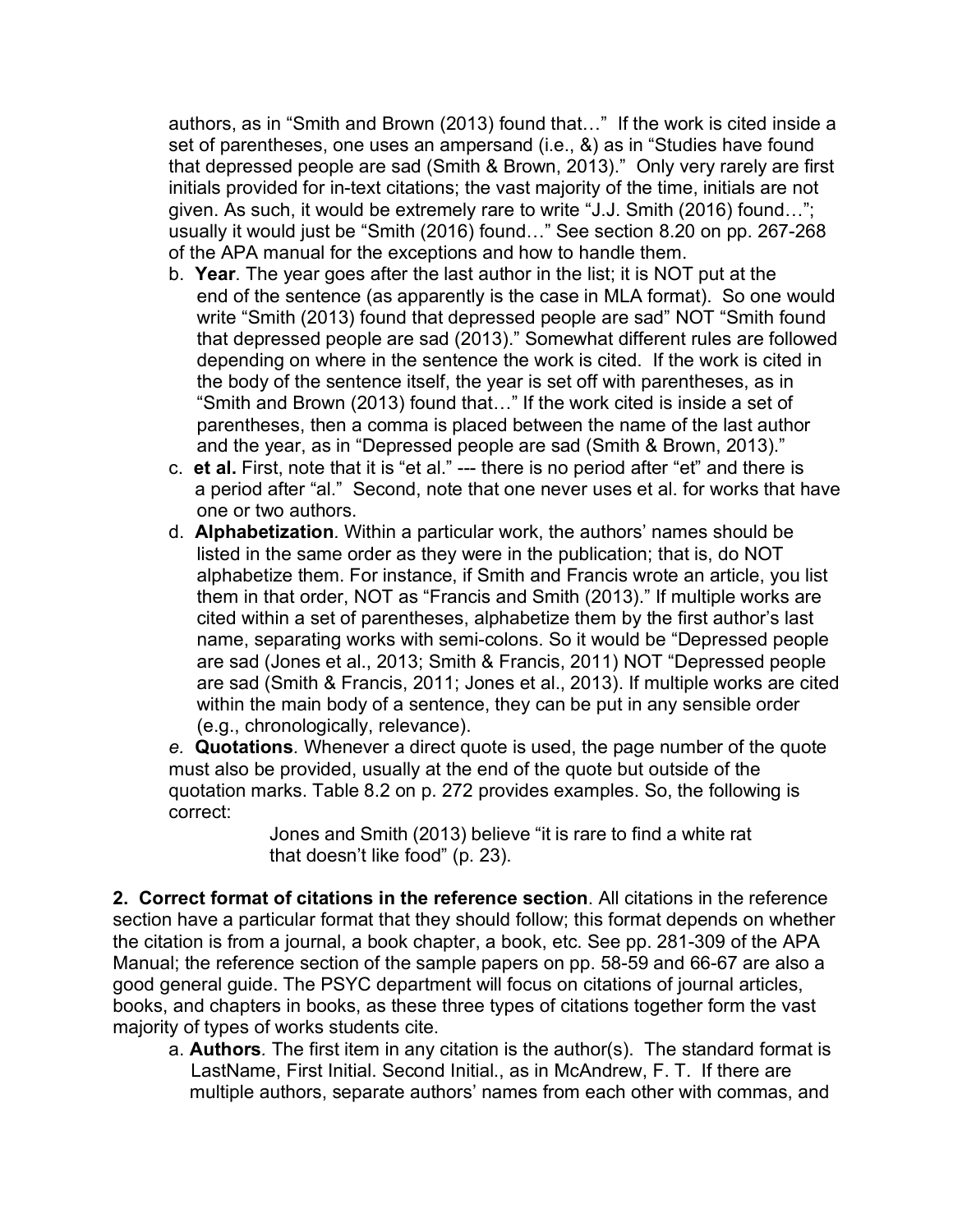authors, as in “Smith and Brown (2013) found that…” If the work is cited inside a set of parentheses, one uses an ampersand (i.e., &) as in “Studies have found that depressed people are sad (Smith & Brown, 2013).” Only very rarely are first initials provided for in-text citations; the vast majority of the time, initials are not given. As such, it would be extremely rare to write “J.J. Smith (2016) found…”; usually it would just be “Smith (2016) found…” See section 8.20 on pp. 267-268 of the APA manual for the exceptions and how to handle them.

b. **Year**. The year goes after the last author in the list; it is NOT put at the end of the sentence (as apparently is the case in MLA format). So one would write “Smith (2013) found that depressed people are sad” NOT “Smith found that depressed people are sad (2013).” Somewhat different rules are followed depending on where in the sentence the work is cited. If the work is cited in the body of the sentence itself, the year is set off with parentheses, as in “Smith and Brown (2013) found that…” If the work cited is inside a set of parentheses, then a comma is placed between the name of the last author and the year, as in “Depressed people are sad (Smith & Brown, 2013).”

c. **et al.** First, note that it is “et al.” --- there is no period after “et” and there is a period after “al.” Second, note that one never uses et al. for works that have one or two authors.

d. **Alphabetization**. Within a particular work, the authors’ names should be listed in the same order as they were in the publication; that is, do NOT alphabetize them. For instance, if Smith and Francis wrote an article, you list them in that order, NOT as “Francis and Smith (2013).” If multiple works are cited within a set of parentheses, alphabetize them by the first author’s last name, separating works with semi-colons. So it would be “Depressed people are sad (Jones et al., 2013; Smith & Francis, 2011) NOT “Depressed people are sad (Smith & Francis, 2011; Jones et al., 2013). If multiple works are cited within the main body of a sentence, they can be put in any sensible order (e.g., chronologically, relevance).

*e.* **Quotations**. Whenever a direct quote is used, the page number of the quote must also be provided, usually at the end of the quote but outside of the quotation marks. Table 8.2 on p. 272 provides examples. So, the following is correct:

> Jones and Smith (2013) believe “it is rare to find a white rat that doesn’t like food” (p. 23).

**2. Correct format of citations in the reference section**. All citations in the reference section have a particular format that they should follow; this format depends on whether the citation is from a journal, a book chapter, a book, etc. See pp. 281-309 of the APA Manual; the reference section of the sample papers on pp. 58-59 and 66-67 are also a good general guide. The PSYC department will focus on citations of journal articles, books, and chapters in books, as these three types of citations together form the vast majority of types of works students cite.

a. **Authors**. The first item in any citation is the author(s). The standard format is LastName, First Initial. Second Initial., as in McAndrew, F. T. If there are multiple authors, separate authors’ names from each other with commas, and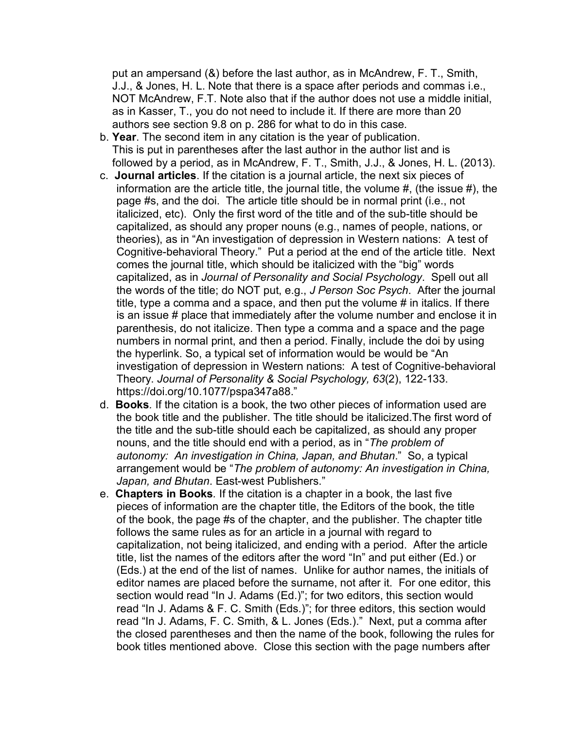put an ampersand (&) before the last author, as in McAndrew, F. T., Smith, J.J., & Jones, H. L. Note that there is a space after periods and commas i.e., NOT McAndrew, F.T. Note also that if the author does not use a middle initial, as in Kasser, T., you do not need to include it. If there are more than 20 authors see section 9.8 on p. 286 for what to do in this case.

b. **Year**. The second item in any citation is the year of publication. This is put in parentheses after the last author in the author list and is followed by a period, as in McAndrew, F. T., Smith, J.J., & Jones, H. L. (2013).

c. **Journal articles**. If the citation is a journal article, the next six pieces of information are the article title, the journal title, the volume #, (the issue #), the page #s, and the doi. The article title should be in normal print (i.e., not italicized, etc). Only the first word of the title and of the sub-title should be capitalized, as should any proper nouns (e.g., names of people, nations, or theories), as in "An investigation of depression in Western nations: A test of Cognitive-behavioral Theory." Put a period at the end of the article title. Next comes the journal title, which should be italicized with the "big" words capitalized, as in *Journal of Personality and Social Psychology*. Spell out all the words of the title; do NOT put, e.g., *J Person Soc Psych*. After the journal title, type a comma and a space, and then put the volume # in italics. If there is an issue # place that immediately after the volume number and enclose it in parenthesis, do not italicize. Then type a comma and a space and the page numbers in normal print, and then a period. Finally, include the doi by using the hyperlink. So, a typical set of information would be would be "An investigation of depression in Western nations: A test of Cognitive-behavioral Theory. *Journal of Personality & Social Psychology, 63*(2), 122-133. https://doi.org/10.1077/pspa347a88."

d. **Books**. If the citation is a book, the two other pieces of information used are the book title and the publisher. The title should be italicized.The first word of the title and the sub-title should each be capitalized, as should any proper nouns, and the title should end with a period, as in "*The problem of autonomy: An investigation in China, Japan, and Bhutan*." So, a typical arrangement would be "*The problem of autonomy: An investigation in China, Japan, and Bhutan*. East-west Publishers."

e. **Chapters in Books**. If the citation is a chapter in a book, the last five pieces of information are the chapter title, the Editors of the book, the title of the book, the page #s of the chapter, and the publisher. The chapter title follows the same rules as for an article in a journal with regard to capitalization, not being italicized, and ending with a period. After the article title, list the names of the editors after the word "In" and put either (Ed.) or (Eds.) at the end of the list of names. Unlike for author names, the initials of editor names are placed before the surname, not after it. For one editor, this section would read "In J. Adams (Ed.)"; for two editors, this section would read "In J. Adams & F. C. Smith (Eds.)"; for three editors, this section would read "In J. Adams, F. C. Smith, & L. Jones (Eds.)." Next, put a comma after the closed parentheses and then the name of the book, following the rules for book titles mentioned above. Close this section with the page numbers after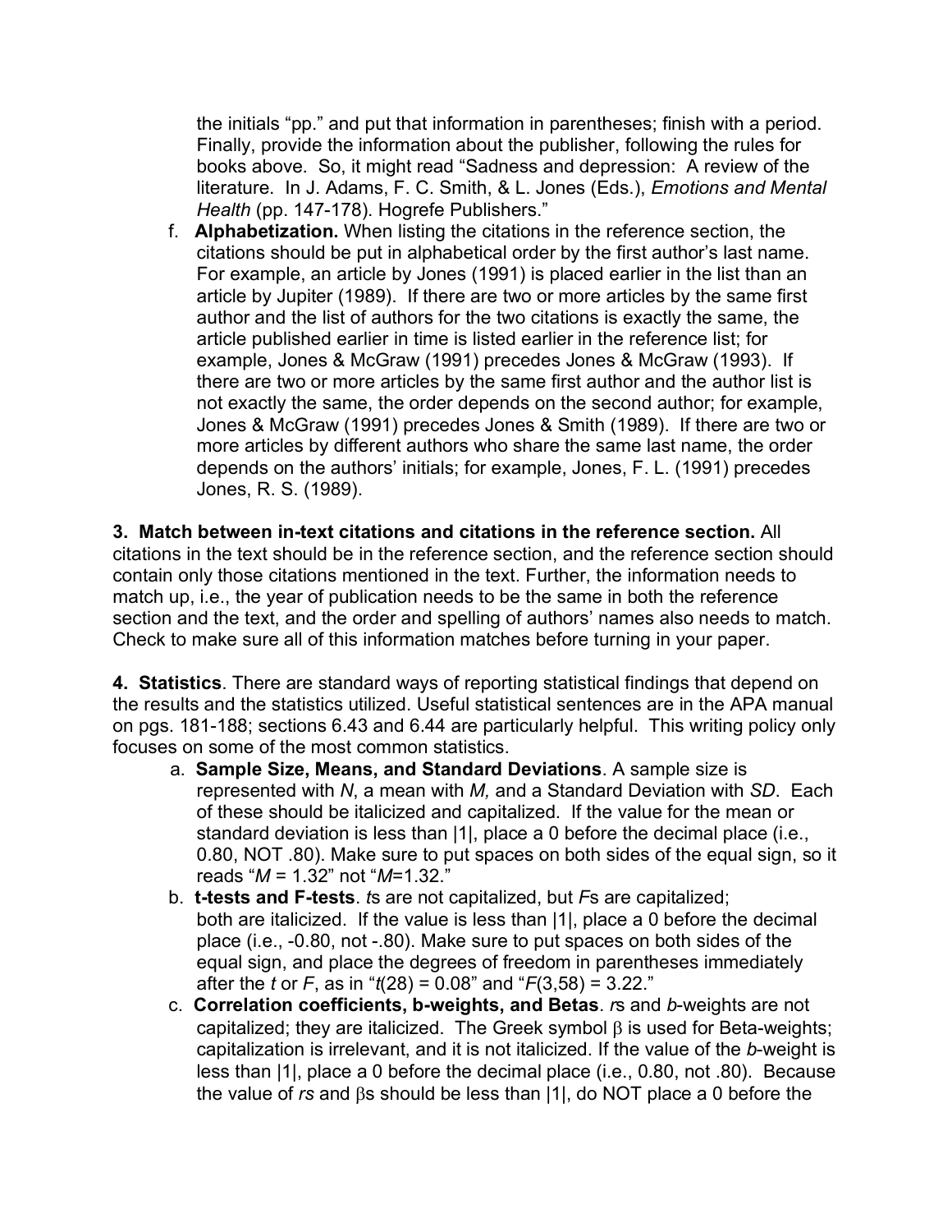the initials "pp." and put that information in parentheses; finish with a period. Finally, provide the information about the publisher, following the rules for books above. So, it might read "Sadness and depression: A review of the literature. In J. Adams, F. C. Smith, & L. Jones (Eds.), *Emotions and Mental Health* (pp. 147-178). Hogrefe Publishers."

f. **Alphabetization.** When listing the citations in the reference section, the citations should be put in alphabetical order by the first author's last name. For example, an article by Jones (1991) is placed earlier in the list than an article by Jupiter (1989). If there are two or more articles by the same first author and the list of authors for the two citations is exactly the same, the article published earlier in time is listed earlier in the reference list; for example, Jones & McGraw (1991) precedes Jones & McGraw (1993). If there are two or more articles by the same first author and the author list is not exactly the same, the order depends on the second author; for example, Jones & McGraw (1991) precedes Jones & Smith (1989). If there are two or more articles by different authors who share the same last name, the order depends on the authors' initials; for example, Jones, F. L. (1991) precedes Jones, R. S. (1989).

**3. Match between in-text citations and citations in the reference section.** All citations in the text should be in the reference section, and the reference section should contain only those citations mentioned in the text. Further, the information needs to match up, i.e., the year of publication needs to be the same in both the reference section and the text, and the order and spelling of authors' names also needs to match. Check to make sure all of this information matches before turning in your paper.

**4. Statistics**. There are standard ways of reporting statistical findings that depend on the results and the statistics utilized. Useful statistical sentences are in the APA manual on pgs. 181-188; sections 6.43 and 6.44 are particularly helpful. This writing policy only focuses on some of the most common statistics.

a. **Sample Size, Means, and Standard Deviations**. A sample size is represented with *N*, a mean with *M,* and a Standard Deviation with *SD*. Each of these should be italicized and capitalized. If the value for the mean or standard deviation is less than |1|, place a 0 before the decimal place (i.e., 0.80, NOT .80). Make sure to put spaces on both sides of the equal sign, so it reads "*M* = 1.32" not "*M*=1.32."

b. **t-tests and F-tests**. *t*s are not capitalized, but *F*s are capitalized; both are italicized. If the value is less than |1|, place a 0 before the decimal place (i.e., -0.80, not -.80). Make sure to put spaces on both sides of the equal sign, and place the degrees of freedom in parentheses immediately after the *t* or *F*, as in "*t*(28) = 0.08" and "*F*(3,58) = 3.22."

c. **Correlation coefficients, b-weights, and Betas**. *r*s and *b*-weights are not capitalized; they are italicized. The Greek symbol β is used for Beta-weights; capitalization is irrelevant, and it is not italicized. If the value of the *b*-weight is less than |1|, place a 0 before the decimal place (i.e., 0.80, not .80). Because the value of *rs* and βs should be less than |1|, do NOT place a 0 before the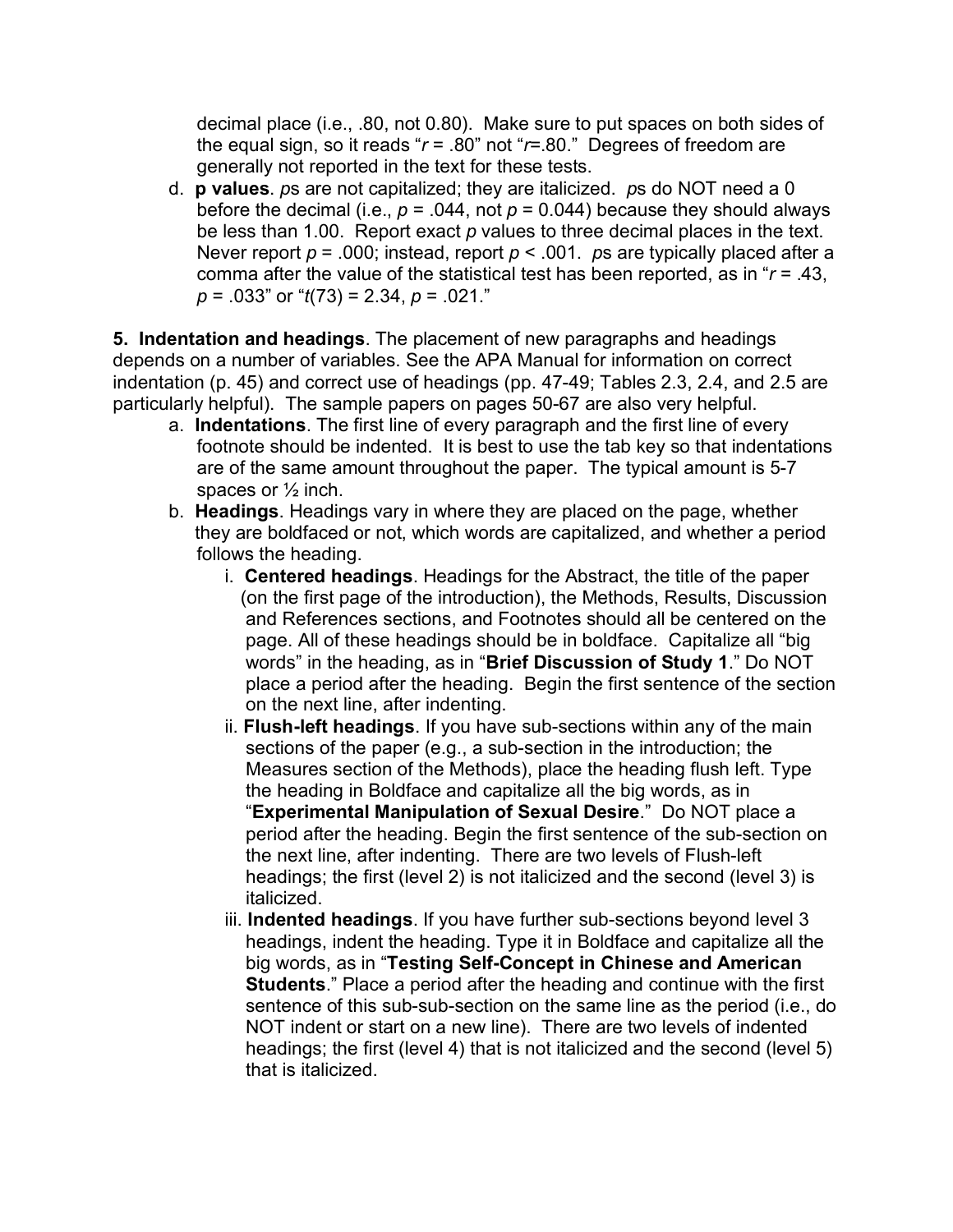decimal place (i.e., .80, not 0.80). Make sure to put spaces on both sides of the equal sign, so it reads "$r$ = .80" not "$r$=.80." Degrees of freedom are generally not reported in the text for these tests.

d. **p values**. *p*s are not capitalized; they are italicized. *p*s do NOT need a 0 before the decimal (i.e., $p$ = .044, not $p$ = 0.044) because they should always be less than 1.00. Report exact *p* values to three decimal places in the text. Never report $p$ = .000; instead, report $p$ < .001. *p*s are typically placed after a comma after the value of the statistical test has been reported, as in "$r$ = .43, $p$ = .033" or "$t$(73) = 2.34, $p$ = .021."

**5. Indentation and headings**. The placement of new paragraphs and headings depends on a number of variables. See the APA Manual for information on correct indentation (p. 45) and correct use of headings (pp. 47-49; Tables 2.3, 2.4, and 2.5 are particularly helpful). The sample papers on pages 50-67 are also very helpful.

a. **Indentations**. The first line of every paragraph and the first line of every footnote should be indented. It is best to use the tab key so that indentations are of the same amount throughout the paper. The typical amount is 5-7 spaces or ½ inch.

b. **Headings**. Headings vary in where they are placed on the page, whether they are boldfaced or not, which words are capitalized, and whether a period follows the heading.

   i. **Centered headings**. Headings for the Abstract, the title of the paper (on the first page of the introduction), the Methods, Results, Discussion and References sections, and Footnotes should all be centered on the page. All of these headings should be in boldface. Capitalize all "big words" in the heading, as in "**Brief Discussion of Study 1**." Do NOT place a period after the heading. Begin the first sentence of the section on the next line, after indenting.

   ii. **Flush-left headings**. If you have sub-sections within any of the main sections of the paper (e.g., a sub-section in the introduction; the Measures section of the Methods), place the heading flush left. Type the heading in Boldface and capitalize all the big words, as in "**Experimental Manipulation of Sexual Desire**." Do NOT place a period after the heading. Begin the first sentence of the sub-section on the next line, after indenting. There are two levels of Flush-left headings; the first (level 2) is not italicized and the second (level 3) is italicized.

   iii. **Indented headings**. If you have further sub-sections beyond level 3 headings, indent the heading. Type it in Boldface and capitalize all the big words, as in "**Testing Self-Concept in Chinese and American Students**." Place a period after the heading and continue with the first sentence of this sub-sub-section on the same line as the period (i.e., do NOT indent or start on a new line). There are two levels of indented headings; the first (level 4) that is not italicized and the second (level 5) that is italicized.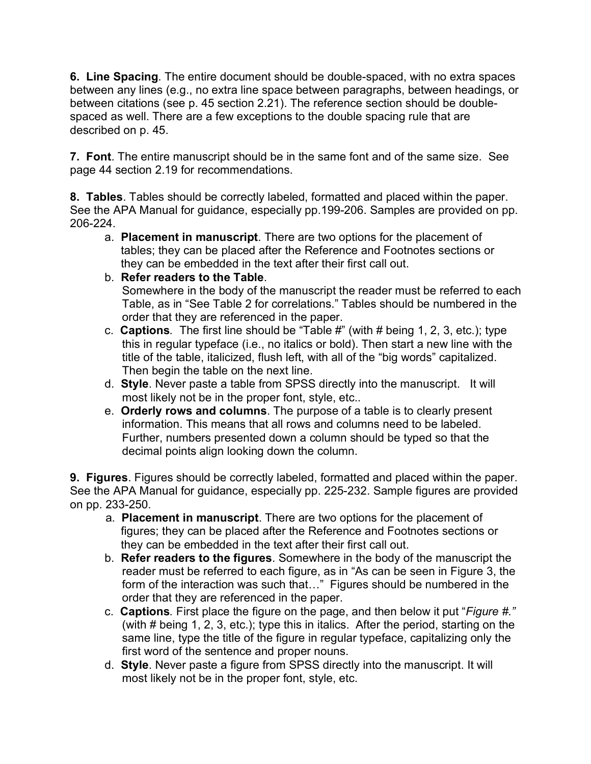**6. Line Spacing**. The entire document should be double-spaced, with no extra spaces between any lines (e.g., no extra line space between paragraphs, between headings, or between citations (see p. 45 section 2.21). The reference section should be double-spaced as well. There are a few exceptions to the double spacing rule that are described on p. 45.

**7. Font**. The entire manuscript should be in the same font and of the same size. See page 44 section 2.19 for recommendations.

**8. Tables**. Tables should be correctly labeled, formatted and placed within the paper. See the APA Manual for guidance, especially pp.199-206. Samples are provided on pp. 206-224.

a. **Placement in manuscript**. There are two options for the placement of tables; they can be placed after the Reference and Footnotes sections or they can be embedded in the text after their first call out.

b. **Refer readers to the Table**. Somewhere in the body of the manuscript the reader must be referred to each Table, as in "See Table 2 for correlations." Tables should be numbered in the order that they are referenced in the paper.

c. **Captions**. The first line should be "Table #" (with # being 1, 2, 3, etc.); type this in regular typeface (i.e., no italics or bold). Then start a new line with the title of the table, italicized, flush left, with all of the "big words" capitalized. Then begin the table on the next line.

d. **Style**. Never paste a table from SPSS directly into the manuscript. It will most likely not be in the proper font, style, etc..

e. **Orderly rows and columns**. The purpose of a table is to clearly present information. This means that all rows and columns need to be labeled. Further, numbers presented down a column should be typed so that the decimal points align looking down the column.

**9. Figures**. Figures should be correctly labeled, formatted and placed within the paper. See the APA Manual for guidance, especially pp. 225-232. Sample figures are provided on pp. 233-250.

a. **Placement in manuscript**. There are two options for the placement of figures; they can be placed after the Reference and Footnotes sections or they can be embedded in the text after their first call out.

b. **Refer readers to the figures**. Somewhere in the body of the manuscript the reader must be referred to each figure, as in "As can be seen in Figure 3, the form of the interaction was such that…" Figures should be numbered in the order that they are referenced in the paper.

c. **Captions**. First place the figure on the page, and then below it put "*Figure #.*" (with # being 1, 2, 3, etc.); type this in italics. After the period, starting on the same line, type the title of the figure in regular typeface, capitalizing only the first word of the sentence and proper nouns.

d. **Style**. Never paste a figure from SPSS directly into the manuscript. It will most likely not be in the proper font, style, etc.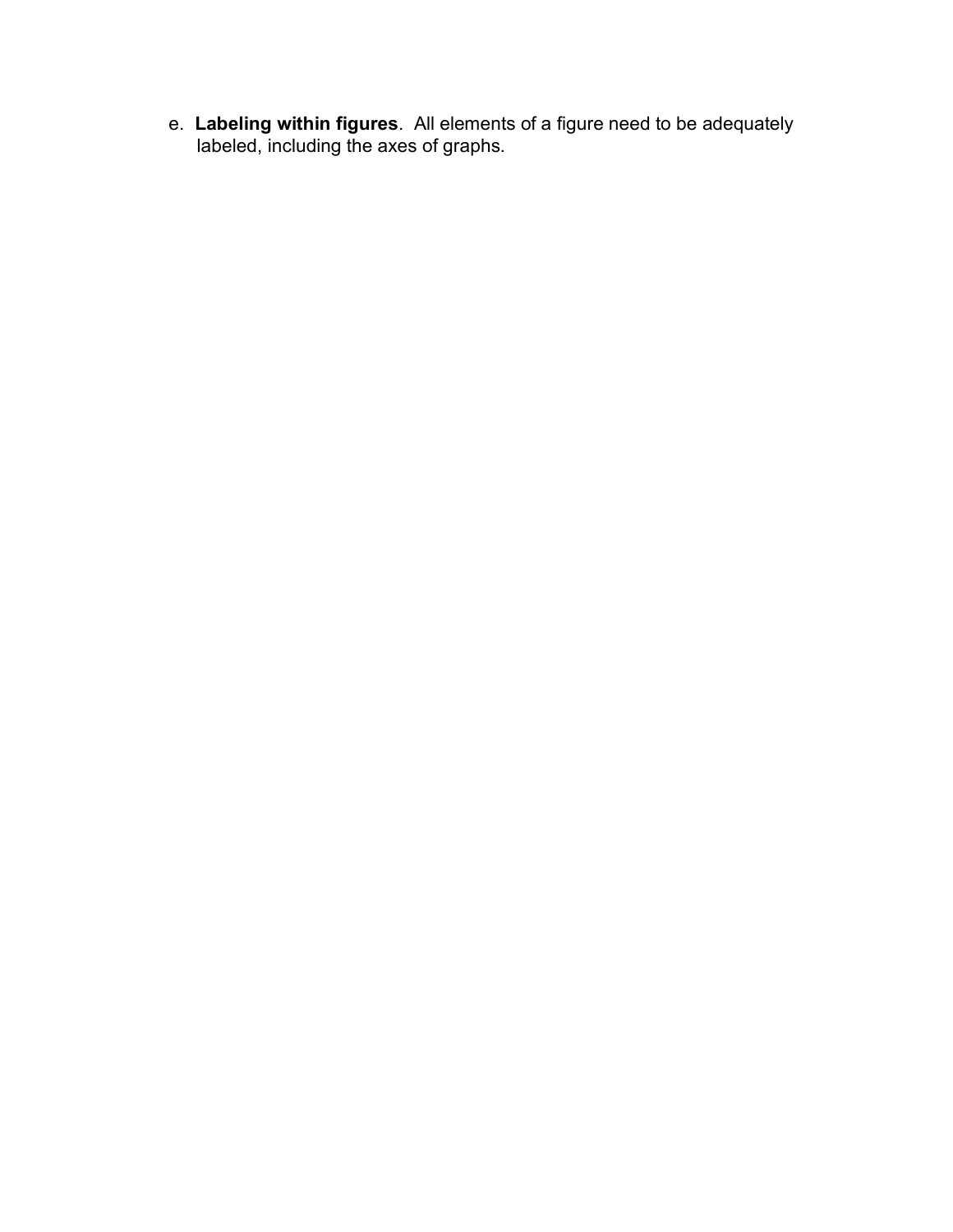e. **Labeling within figures**. All elements of a figure need to be adequately labeled, including the axes of graphs.